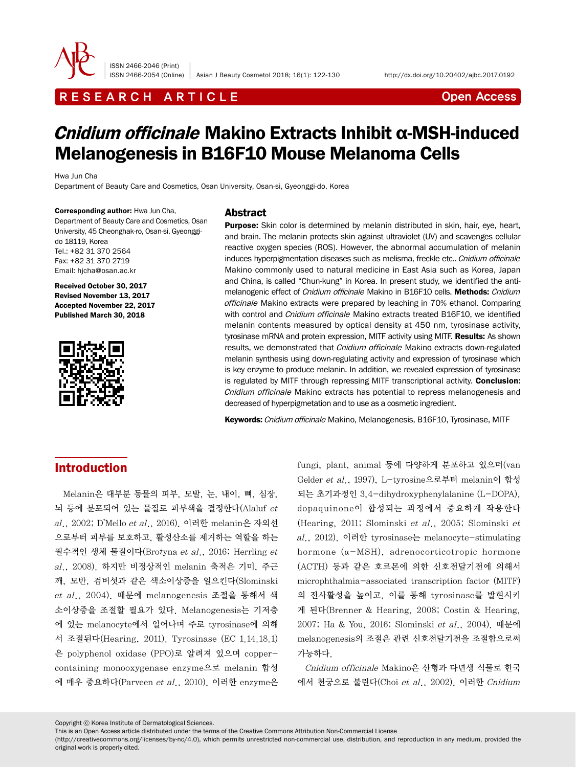RESEARCH ARTICLE

Open Access

# *Cnidium officinale* Makino Extracts Inhibit α-MSH-induced Melanogenesis in B16F10 Mouse Melanoma Cells

Hwa Jun Cha

Department of Beauty Care and Cosmetics, Osan University, Osan-si, Gyeonggi-do, Korea

**Corresponding author:** Hwa Jun Cha, Department of Beauty Care and Cosmetics, Osan University, 45 Cheonghak-ro, Osan-si, Gyeonggi-do 18119, Korea
Tel.: +82 31 370 2564
Fax: +82 31 370 2719
Email: hjcha@osan.ac.kr

**Received October 30, 2017**
**Revised November 13, 2017**
**Accepted November 22, 2017**
**Published March 30, 2018**

## Abstract

**Purpose:** Skin color is determined by melanin distributed in skin, hair, eye, heart, and brain. The melanin protects skin against ultraviolet (UV) and scavenges cellular reactive oxygen species (ROS). However, the abnormal accumulation of melanin induces hyperpigmentation diseases such as melisma, freckle etc.. *Cnidium officinale* Makino commonly used to natural medicine in East Asia such as Korea, Japan and China, is called "Chun-kung" in Korea. In present study, we identified the anti-melanogenic effect of *Cnidium officinale* Makino in B16F10 cells. **Methods:** *Cnidium officinale* Makino extracts were prepared by leaching in 70% ethanol. Comparing with control and *Cnidium officinale* Makino extracts treated B16F10, we identified melanin contents measured by optical density at 450 nm, tyrosinase activity, tyrosinase mRNA and protein expression, MITF activity using MITF. **Results:** As shown results, we demonstrated that *Cnidium officinale* Makino extracts down-regulated melanin synthesis using down-regulating activity and expression of tyrosinase which is key enzyme to produce melanin. In addition, we revealed expression of tyrosinase is regulated by MITF through repressing MITF transcriptional activity. **Conclusion:** *Cnidium officinale* Makino extracts has potential to repress melanogenesis and decreased of hyperpigmetation and to use as a cosmetic ingredient.

**Keywords:** *Cnidium officinale* Makino, Melanogenesis, B16F10, Tyrosinase, MITF

## Introduction

Melanin은 대부분 동물의 피부, 모발, 눈, 내이, 뼈, 심장, 뇌 등에 분포되어 있는 물질로 피부색을 결정한다(Alaluf *et al*., 2002; D'Mello *et al*., 2016). 이러한 melanin은 자외선으로부터 피부를 보호하고, 활성산소를 제거하는 역할을 하는 필수적인 생체 물질이다(Brożyna *et al*., 2016; Herrling *et al*., 2008). 하지만 비정상적인 melanin 축적은 기미, 주근깨, 모반, 검버섯과 같은 색소이상증을 일으킨다(Slominski *et al*., 2004). 때문에 melanogenesis 조절을 통해서 색소이상증을 조절할 필요가 있다. Melanogenesis는 기저층에 있는 melanocyte에서 일어나며 주로 tyrosinase에 의해서 조절된다(Hearing, 2011). Tyrosinase (EC 1.14.18.1)은 polyphenol oxidase (PPO)로 알려져 있으며 copper-containing monooxygenase enzyme으로 melanin 합성에 매우 중요하다(Parveen *et al*., 2010). 이러한 enzyme은 fungi, plant, animal 등에 다양하게 분포하고 있으며(van Gelder *et al*., 1997), L-tyrosine으로부터 melanin이 합성되는 초기과정인 3,4-dihydroxyphenylalanine (L-DOPA), dopaquinone이 합성되는 과정에서 중요하게 작용한다(Hearing, 2011; Slominski *et al*., 2005; Slominski *et al*., 2012). 이러한 tyrosinase는 melanocyte-stimulating hormone (α-MSH), adrenocorticotropic hormone (ACTH) 등과 같은 호르몬에 의한 신호전달기전에 의해서 microphthalmia-associated transcription factor (MITF)의 전사활성을 높이고, 이를 통해 tyrosinase를 발현시키게 된다(Brenner & Hearing, 2008; Costin & Hearing, 2007; Ha & You, 2016; Slominski *et al*., 2004). 때문에 melanogenesis의 조절은 관련 신호전달기전을 조절함으로써 가능하다.

*Cnidium officinale* Makino은 산형과 다년생 식물로 한국에서 천궁으로 불린다(Choi *et al*., 2002). 이러한 *Cnidium*

Copyright ⓒ Korea Institute of Dermatological Sciences.
This is an Open Access article distributed under the terms of the Creative Commons Attribution Non-Commercial License (http://creativecommons.org/licenses/by-nc/4.0), which permits unrestricted non-commercial use, distribution, and reproduction in any medium, provided the original work is properly cited.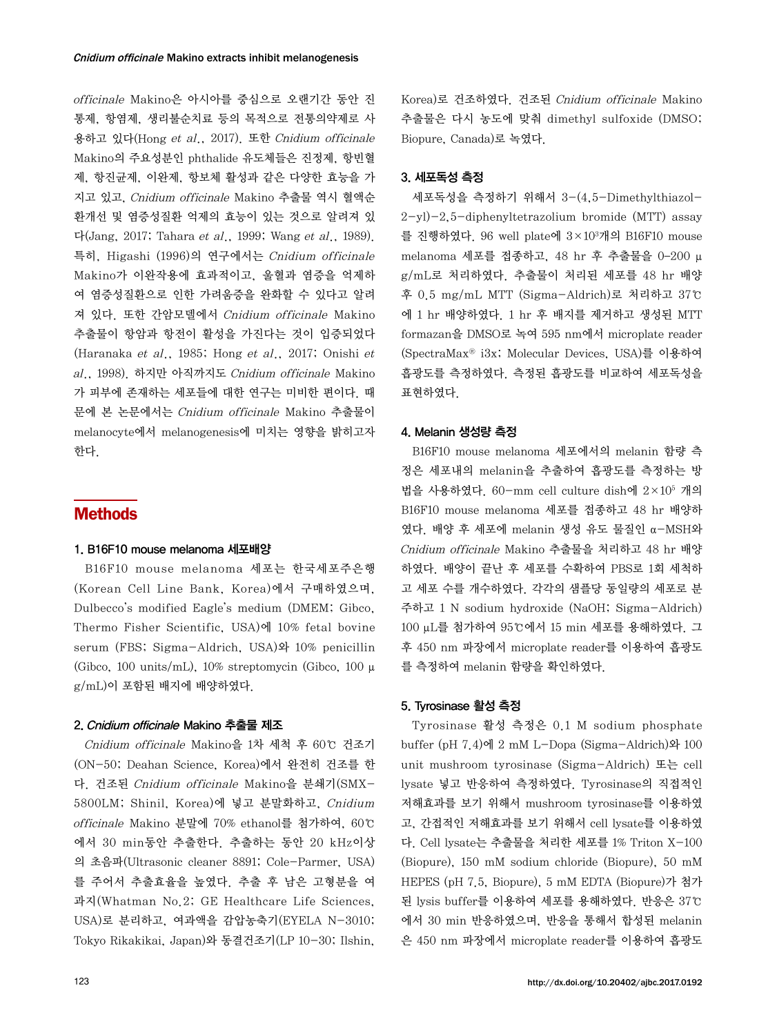*officinale* Makino은 아시아를 중심으로 오랜기간 동안 진통제, 항염제, 생리불순치료 등의 목적으로 전통의약제로 사용하고 있다(Hong *et al*., 2017). 또한 *Cnidium officinale* Makino의 주요성분인 phthalide 유도체들은 진정제, 항빈혈제, 항진균제, 이완제, 항보체 활성과 같은 다양한 효능을 가지고 있고, *Cnidium officinale* Makino 추출물 역시 혈액순환개선 및 염증성질환 억제의 효능이 있는 것으로 알려져 있다(Jang, 2017; Tahara *et al*., 1999; Wang *et al*., 1989). 특히, Higashi (1996)의 연구에서는 *Cnidium officinale* Makino가 이완작용에 효과적이고, 울혈과 염증을 억제하여 염증성질환으로 인한 가려움증을 완화할 수 있다고 알려져 있다. 또한 간암모델에서 *Cnidium officinale* Makino 추출물이 항암과 항전이 활성을 가진다는 것이 입증되었다(Haranaka *et al*., 1985; Hong *et al*., 2017; Onishi *et al*., 1998). 하지만 아직까지도 *Cnidium officinale* Makino가 피부에 존재하는 세포들에 대한 연구는 미비한 편이다. 때문에 본 논문에서는 *Cnidium officinale* Makino 추출물이 melanocyte에서 melanogenesis에 미치는 영향을 밝히고자 한다.

## Methods

### 1. B16F10 mouse melanoma 세포배양

B16F10 mouse melanoma 세포는 한국세포주은행(Korean Cell Line Bank, Korea)에서 구매하였으며, Dulbecco's modified Eagle's medium (DMEM; Gibco, Thermo Fisher Scientific, USA)에 10% fetal bovine serum (FBS; Sigma-Aldrich, USA)와 10% penicillin (Gibco, 100 units/mL), 10% streptomycin (Gibco, 100 μg/mL)이 포함된 배지에 배양하였다.

### 2. *Cnidium officinale* Makino 추출물 제조

*Cnidium officinale* Makino을 1차 세척 후 60℃ 건조기(ON-50; Deahan Science, Korea)에서 완전히 건조를 한다. 건조된 *Cnidium officinale* Makino을 분쇄기(SMX-5800LM; Shinil, Korea)에 넣고 분말화하고, *Cnidium officinale* Makino 분말에 70% ethanol를 첨가하여, 60℃에서 30 min동안 추출한다. 추출하는 동안 20 kHz이상의 초음파(Ultrasonic cleaner 8891; Cole-Parmer, USA)를 주어서 추출효율을 높였다. 추출 후 남은 고형분을 여과지(Whatman No.2; GE Healthcare Life Sciences, USA)로 분리하고, 여과액을 감압농축기(EYELA N-3010; Tokyo Rikakikai, Japan)와 동결건조기(LP 10-30; Ilshin, Korea)로 건조하였다. 건조된 *Cnidium officinale* Makino 추출물은 다시 농도에 맞춰 dimethyl sulfoxide (DMSO; Biopure, Canada)로 녹였다.

### 3. 세포독성 측정

세포독성을 측정하기 위해서 3-(4,5-Dimethylthiazol-2-yl)-2,5-diphenyltetrazolium bromide (MTT) assay를 진행하였다. 96 well plate에 $3\times10^3$개의 B16F10 mouse melanoma 세포를 접종하고, 48 hr 후 추출물을 0-200 μg/mL로 처리하였다. 추출물이 처리된 세포를 48 hr 배양 후 0.5 mg/mL MTT (Sigma-Aldrich)로 처리하고 37℃에 1 hr 배양하였다. 1 hr 후 배지를 제거하고 생성된 MTT formazan을 DMSO로 녹여 595 nm에서 microplate reader (SpectraMax® i3x; Molecular Devices, USA)를 이용하여 흡광도를 측정하였다. 측정된 흡광도를 비교하여 세포독성을 표현하였다.

### 4. Melanin 생성량 측정

B16F10 mouse melanoma 세포에서의 melanin 함량 측정은 세포내의 melanin을 추출하여 흡광도를 측정하는 방법을 사용하였다. 60-mm cell culture dish에 $2\times10^5$ 개의 B16F10 mouse melanoma 세포를 접종하고 48 hr 배양하였다. 배양 후 세포에 melanin 생성 유도 물질인 α-MSH와 *Cnidium officinale* Makino 추출물을 처리하고 48 hr 배양하였다. 배양이 끝난 후 세포를 수확하여 PBS로 1회 세척하고 세포 수를 개수하였다. 각각의 샘플당 동일량의 세포로 분주하고 1 N sodium hydroxide (NaOH; Sigma-Aldrich) 100 μL를 첨가하여 95℃에서 15 min 세포를 용해하였다. 그 후 450 nm 파장에서 microplate reader를 이용하여 흡광도를 측정하여 melanin 함량을 확인하였다.

### 5. Tyrosinase 활성 측정

Tyrosinase 활성 측정은 0.1 M sodium phosphate buffer (pH 7.4)에 2 mM L-Dopa (Sigma-Aldrich)와 100 unit mushroom tyrosinase (Sigma-Aldrich) 또는 cell lysate 넣고 반응하여 측정하였다. Tyrosinase의 직접적인 저해효과를 보기 위해서 mushroom tyrosinase를 이용하였고, 간접적인 저해효과를 보기 위해서 cell lysate를 이용하였다. Cell lysate는 추출물을 처리한 세포를 1% Triton X-100 (Biopure), 150 mM sodium chloride (Biopure), 50 mM HEPES (pH 7.5, Biopure), 5 mM EDTA (Biopure)가 첨가된 lysis buffer를 이용하여 세포를 용해하였다. 반응은 37℃에서 30 min 반응하였으며, 반응을 통해서 합성된 melanin은 450 nm 파장에서 microplate reader를 이용하여 흡광도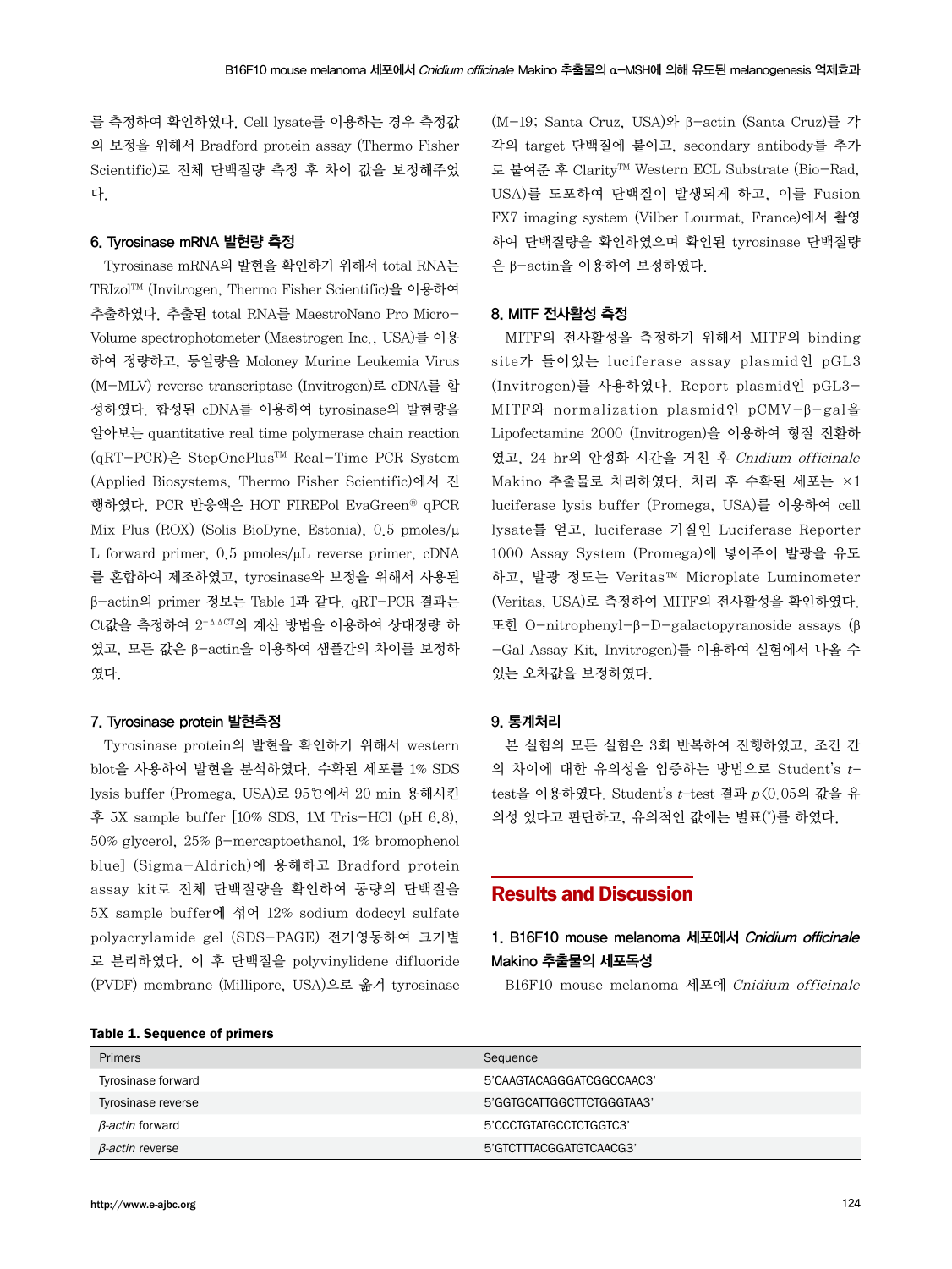를 측정하여 확인하였다. Cell lysate를 이용하는 경우 측정값의 보정을 위해서 Bradford protein assay (Thermo Fisher Scientific)로 전체 단백질량 측정 후 차이 값을 보정해주었다.

### 6. Tyrosinase mRNA 발현량 측정

Tyrosinase mRNA의 발현을 확인하기 위해서 total RNA는 TRIzol™ (Invitrogen, Thermo Fisher Scientific)을 이용하여 추출하였다. 추출된 total RNA를 MaestroNano Pro Micro-Volume spectrophotometer (Maestrogen Inc., USA)를 이용하여 정량하고, 동일량을 Moloney Murine Leukemia Virus (M-MLV) reverse transcriptase (Invitrogen)로 cDNA를 합성하였다. 합성된 cDNA를 이용하여 tyrosinase의 발현량을 알아보는 quantitative real time polymerase chain reaction (qRT-PCR)은 StepOnePlus™ Real-Time PCR System (Applied Biosystems, Thermo Fisher Scientific)에서 진행하였다. PCR 반응액은 HOT FIREPol EvaGreen® qPCR Mix Plus (ROX) (Solis BioDyne, Estonia), 0.5 pmoles/μL forward primer, 0.5 pmoles/μL reverse primer, cDNA를 혼합하여 제조하였고, tyrosinase와 보정을 위해서 사용된 β-actin의 primer 정보는 Table 1과 같다. qRT-PCR 결과는 Ct값을 측정하여 $2^{-\Delta\Delta CT}$의 계산 방법을 이용하여 상대정량 하였고, 모든 값은 β-actin을 이용하여 샘플간의 차이를 보정하였다.

### 7. Tyrosinase protein 발현측정

Tyrosinase protein의 발현을 확인하기 위해서 western blot을 사용하여 발현을 분석하였다. 수확된 세포를 1% SDS lysis buffer (Promega, USA)로 95℃에서 20 min 용해시킨 후 5X sample buffer [10% SDS, 1M Tris-HCl (pH 6.8), 50% glycerol, 25% β-mercaptoethanol, 1% bromophenol blue] (Sigma-Aldrich)에 용해하고 Bradford protein assay kit로 전체 단백질량을 확인하여 동량의 단백질을 5X sample buffer에 섞어 12% sodium dodecyl sulfate polyacrylamide gel (SDS-PAGE) 전기영동하여 크기별로 분리하였다. 이 후 단백질을 polyvinylidene difluoride (PVDF) membrane (Millipore, USA)으로 옮겨 tyrosinase (M-19; Santa Cruz, USA)와 β-actin (Santa Cruz)를 각각의 target 단백질에 붙이고, secondary antibody를 추가로 붙여준 후 Clarity™ Western ECL Substrate (Bio-Rad, USA)를 도포하여 단백질이 발생되게 하고, 이를 Fusion FX7 imaging system (Vilber Lourmat, France)에서 촬영하여 단백질량을 확인하였으며 확인된 tyrosinase 단백질량은 β-actin을 이용하여 보정하였다.

### 8. MITF 전사활성 측정

MITF의 전사활성을 측정하기 위해서 MITF의 binding site가 들어있는 luciferase assay plasmid인 pGL3 (Invitrogen)를 사용하였다. Report plasmid인 pGL3-MITF와 normalization plasmid인 pCMV-β-gal을 Lipofectamine 2000 (Invitrogen)을 이용하여 형질 전환하였고, 24 hr의 안정화 시간을 거친 후 *Cnidium officinale* Makino 추출물로 처리하였다. 처리 후 수확된 세포는 ×1 luciferase lysis buffer (Promega, USA)를 이용하여 cell lysate를 얻고, luciferase 기질인 Luciferase Reporter 1000 Assay System (Promega)에 넣어주어 발광을 유도하고, 발광 정도는 Veritas™ Microplate Luminometer (Veritas, USA)로 측정하여 MITF의 전사활성을 확인하였다. 또한 O-nitrophenyl-β-D-galactopyranoside assays (β-Gal Assay Kit, Invitrogen)를 이용하여 실험에서 나올 수 있는 오차값을 보정하였다.

### 9. 통계처리

본 실험의 모든 실험은 3회 반복하여 진행하였고, 조건 간의 차이에 대한 유의성을 입증하는 방법으로 Student's *t*-test을 이용하였다. Student's *t*-test 결과 $p<0.05$의 값을 유의성 있다고 판단하고, 유의적인 값에는 별표(*)를 하였다.

## Results and Discussion

### 1. B16F10 mouse melanoma 세포에서 *Cnidium officinale* Makino 추출물의 세포독성

B16F10 mouse melanoma 세포에 *Cnidium officinale*

**Table 1. Sequence of primers**

| Primers | Sequence |
|---|---|
| Tyrosinase forward | 5'CAAGTACAGGGATCGGCCAAC3' |
| Tyrosinase reverse | 5'GGTGCATTGGCTTCTGGGTAA3' |
| *β-actin* forward | 5'CCCTGTATGCCTCTGGTC3' |
| *β-actin* reverse | 5'GTCTTTACGGATGTCAACG3' |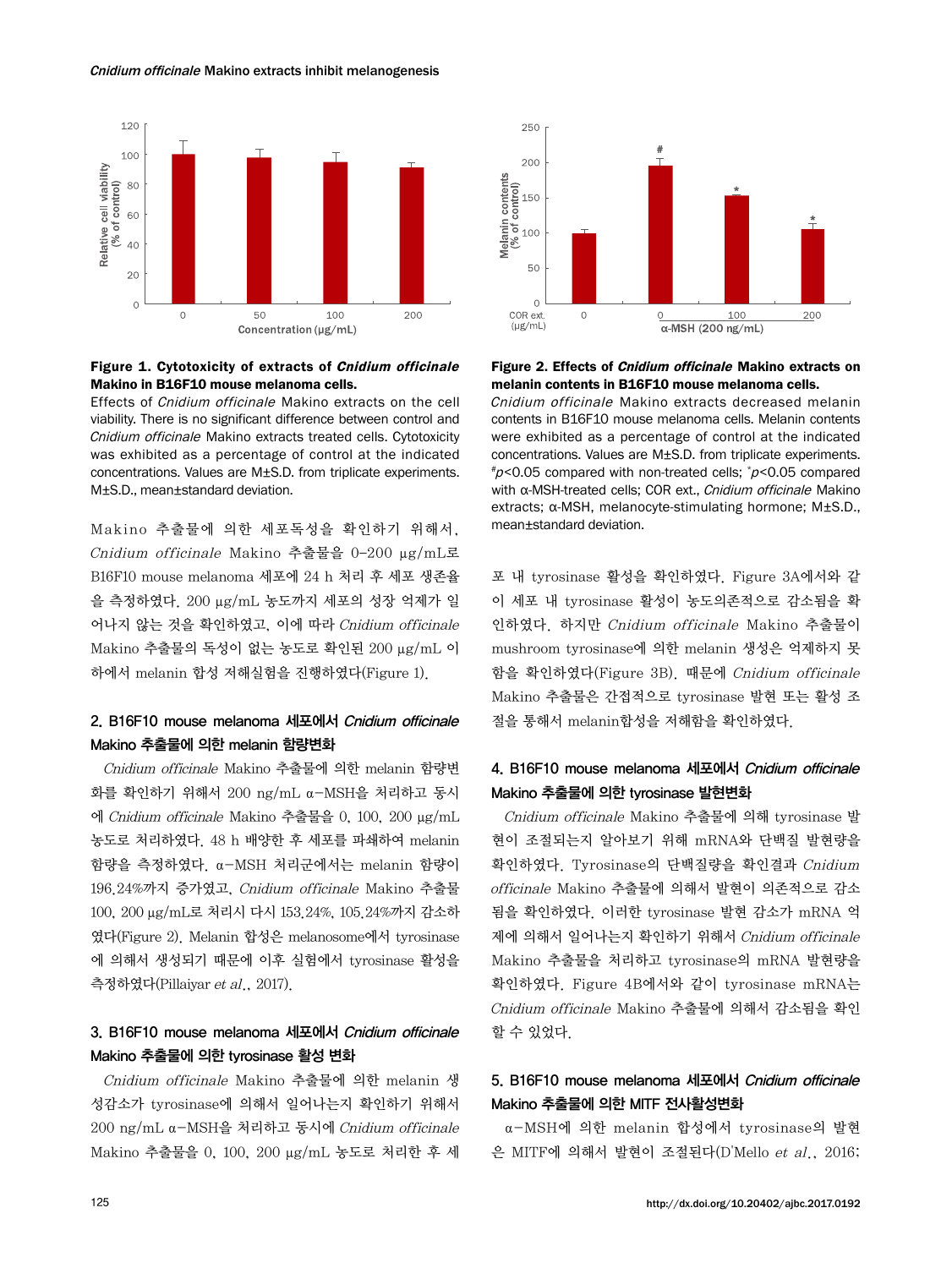**Figure 1. Cytotoxicity of extracts of *Cnidium officinale* Makino in B16F10 mouse melanoma cells.**

Effects of *Cnidium officinale* Makino extracts on the cell viability. There is no significant difference between control and *Cnidium officinale* Makino extracts treated cells. Cytotoxicity was exhibited as a percentage of control at the indicated concentrations. Values are M±S.D. from triplicate experiments. M±S.D., mean±standard deviation.

Makino 추출물에 의한 세포독성을 확인하기 위해서, *Cnidium officinale* Makino 추출물을 0–200 μg/mL로 B16F10 mouse melanoma 세포에 24 h 처리 후 세포 생존율을 측정하였다. 200 μg/mL 농도까지 세포의 성장 억제가 일어나지 않는 것을 확인하였고, 이에 따라 *Cnidium officinale* Makino 추출물의 독성이 없는 농도로 확인된 200 μg/mL 이하에서 melanin 합성 저해실험을 진행하였다(Figure 1).

## 2. B16F10 mouse melanoma 세포에서 *Cnidium officinale* Makino 추출물에 의한 melanin 함량변화

*Cnidium officinale* Makino 추출물에 의한 melanin 함량변화를 확인하기 위해서 200 ng/mL α–MSH을 처리하고 동시에 *Cnidium officinale* Makino 추출물을 0, 100, 200 μg/mL 농도로 처리하였다. 48 h 배양한 후 세포를 파쇄하여 melanin 함량을 측정하였다. α–MSH 처리군에서는 melanin 함량이 196.24%까지 증가였고, *Cnidium officinale* Makino 추출물 100, 200 μg/mL로 처리시 다시 153.24%, 105.24%까지 감소하였다(Figure 2). Melanin 합성은 melanosome에서 tyrosinase에 의해서 생성되기 때문에 이후 실험에서 tyrosinase 활성을 측정하였다(Pillaiyar *et al*., 2017).

## 3. B16F10 mouse melanoma 세포에서 *Cnidium officinale* Makino 추출물에 의한 tyrosinase 활성 변화

*Cnidium officinale* Makino 추출물에 의한 melanin 생성감소가 tyrosinase에 의해서 일어나는지 확인하기 위해서 200 ng/mL α–MSH을 처리하고 동시에 *Cnidium officinale* Makino 추출물을 0, 100, 200 μg/mL 농도로 처리한 후 세포 내 tyrosinase 활성을 확인하였다. Figure 3A에서와 같이 세포 내 tyrosinase 활성이 농도의존적으로 감소됨을 확인하였다. 하지만 *Cnidium officinale* Makino 추출물이 mushroom tyrosinase에 의한 melanin 생성은 억제하지 못함을 확인하였다(Figure 3B). 때문에 *Cnidium officinale* Makino 추출물은 간접적으로 tyrosinase 발현 또는 활성 조절을 통해서 melanin합성을 저해함을 확인하였다.

**Figure 2. Effects of *Cnidium officinale* Makino extracts on melanin contents in B16F10 mouse melanoma cells.**

*Cnidium officinale* Makino extracts decreased melanin contents in B16F10 mouse melanoma cells. Melanin contents were exhibited as a percentage of control at the indicated concentrations. Values are M±S.D. from triplicate experiments. [#]$p<0.05$ compared with non-treated cells; [*]$p<0.05$ compared with α-MSH-treated cells; COR ext., *Cnidium officinale* Makino extracts; α-MSH, melanocyte-stimulating hormone; M±S.D., mean±standard deviation.

## 4. B16F10 mouse melanoma 세포에서 *Cnidium officinale* Makino 추출물에 의한 tyrosinase 발현변화

*Cnidium officinale* Makino 추출물에 의해 tyrosinase 발현이 조절되는지 알아보기 위해 mRNA와 단백질 발현량을 확인하였다. Tyrosinase의 단백질량을 확인결과 *Cnidium officinale* Makino 추출물에 의해서 발현이 의존적으로 감소됨을 확인하였다. 이러한 tyrosinase 발현 감소가 mRNA 억제에 의해서 일어나는지 확인하기 위해서 *Cnidium officinale* Makino 추출물을 처리하고 tyrosinase의 mRNA 발현량을 확인하였다. Figure 4B에서와 같이 tyrosinase mRNA는 *Cnidium officinale* Makino 추출물에 의해서 감소됨을 확인할 수 있었다.

## 5. B16F10 mouse melanoma 세포에서 *Cnidium officinale* Makino 추출물에 의한 MITF 전사활성변화

α–MSH에 의한 melanin 합성에서 tyrosinase의 발현은 MITF에 의해서 발현이 조절된다(D'Mello *et al*., 2016;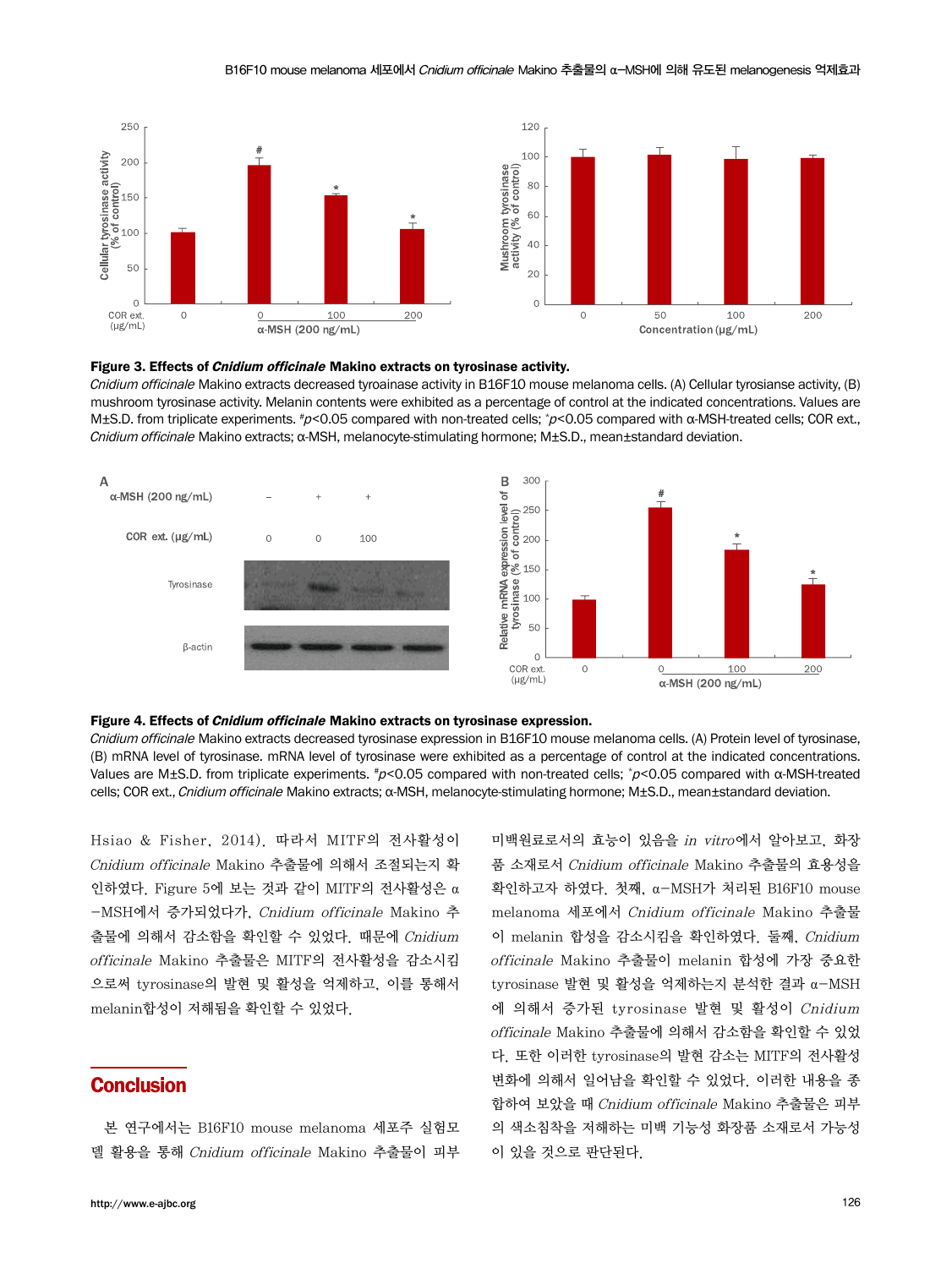**Figure 3. Effects of *Cidnium officinale* Makino extracts on tyrosinase activity.**
*Cnidium officinale* Makino extracts decreased tyroainase activity in B16F10 mouse melanoma cells. (A) Cellular tyrosianse activity, (B) mushroom tyrosinase activity. Melanin contents were exhibited as a percentage of control at the indicated concentrations. Values are M±S.D. from triplicate experiments. #$p$<0.05 compared with non-treated cells; *$p$<0.05 compared with α-MSH-treated cells; COR ext., *Cnidium officinale* Makino extracts; α-MSH, melanocyte-stimulating hormone; M±S.D., mean±standard deviation.

**Figure 4. Effects of *Cnidium officinale* Makino extracts on tyrosinase expression.**
*Cnidium officinale* Makino extracts decreased tyrosinase expression in B16F10 mouse melanoma cells. (A) Protein level of tyrosinase, (B) mRNA level of tyrosinase. mRNA level of tyrosinase were exhibited as a percentage of control at the indicated concentrations. Values are M±S.D. from triplicate experiments. #$p$<0.05 compared with non-treated cells; *$p$<0.05 compared with α-MSH-treated cells; COR ext., *Cnidium officinale* Makino extracts; α-MSH, melanocyte-stimulating hormone; M±S.D., mean±standard deviation.

Hsiao & Fisher, 2014). 따라서 MITF의 전사활성이 *Cnidium officinale* Makino 추출물에 의해서 조절되는지 확인하였다. Figure 5에 보는 것과 같이 MITF의 전사활성은 α-MSH에서 증가되었다가, *Cnidium officinale* Makino 추출물에 의해서 감소함을 확인할 수 있었다. 때문에 *Cnidium officinale* Makino 추출물은 MITF의 전사활성을 감소시킴으로써 tyrosinase의 발현 및 활성을 억제하고, 이를 통해서 melanin합성이 저해됨을 확인할 수 있었다.

## Conclusion

본 연구에서는 B16F10 mouse melanoma 세포주 실험모델 활용을 통해 *Cnidium officinale* Makino 추출물이 피부 미백원료로서의 효능이 있음을 *in vitro*에서 알아보고, 화장품 소재로서 *Cnidium officinale* Makino 추출물의 효용성을 확인하고자 하였다. 첫째, α-MSH가 처리된 B16F10 mouse melanoma 세포에서 *Cnidium officinale* Makino 추출물이 melanin 합성을 감소시킴을 확인하였다. 둘째, *Cnidium officinale* Makino 추출물이 melanin 합성에 가장 중요한 tyrosinase 발현 및 활성을 억제하는지 분석한 결과 α-MSH에 의해서 증가된 tyrosinase 발현 및 활성이 *Cnidium officinale* Makino 추출물에 의해서 감소함을 확인할 수 있었다. 또한 이러한 tyrosinase의 발현 감소는 MITF의 전사활성 변화에 의해서 일어남을 확인할 수 있었다. 이러한 내용을 종합하여 보았을 때 *Cnidium officinale* Makino 추출물은 피부의 색소침착을 저해하는 미백 기능성 화장품 소재로서 가능성이 있을 것으로 판단된다.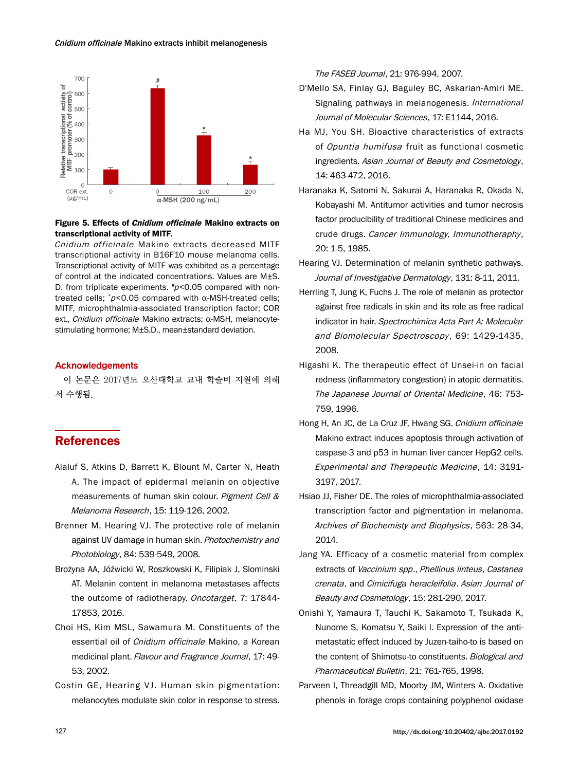Figure 5. Effects of *Cnidium officinale* Makino extracts on transcriptional activity of MITF.

*Cnidium officinale* Makino extracts decreased MITF transcriptional activity in B16F10 mouse melanoma cells. Transcriptional activity of MITF was exhibited as a percentage of control at the indicated concentrations. Values are M±S.D. from triplicate experiments. #$p$<0.05 compared with non-treated cells; *$p$<0.05 compared with α-MSH-treated cells; MITF, microphthalmia-associated transcription factor; COR ext., *Cnidium officinale* Makino extracts; α-MSH, melanocyte-stimulating hormone; M±S.D., mean±standard deviation.

## Acknowledgements

이 논문은 2017년도 오산대학교 교내 학술비 지원에 의해서 수행됨.

## References

Alaluf S, Atkins D, Barrett K, Blount M, Carter N, Heath A. The impact of epidermal melanin on objective measurements of human skin colour. *Pigment Cell & Melanoma Research*, 15: 119-126, 2002.

Brenner M, Hearing VJ. The protective role of melanin against UV damage in human skin. *Photochemistry and Photobiology*, 84: 539-549, 2008.

Brożyna AA, Jóźwicki W, Roszkowski K, Filipiak J, Slominski AT. Melanin content in melanoma metastases affects the outcome of radiotherapy. *Oncotarget*, 7: 17844-17853, 2016.

Choi HS, Kim MSL, Sawamura M. Constituents of the essential oil of *Cnidium officinale* Makino, a Korean medicinal plant. *Flavour and Fragrance Journal*, 17: 49-53, 2002.

Costin GE, Hearing VJ. Human skin pigmentation: melanocytes modulate skin color in response to stress. *The FASEB Journal*, 21: 976-994, 2007.

D'Mello SA, Finlay GJ, Baguley BC, Askarian-Amiri ME. Signaling pathways in melanogenesis. *International Journal of Molecular Sciences*, 17: E1144, 2016.

Ha MJ, You SH. Bioactive characteristics of extracts of *Opuntia humifusa* fruit as functional cosmetic ingredients. *Asian Journal of Beauty and Cosmetology*, 14: 463-472, 2016.

Haranaka K, Satomi N, Sakurai A, Haranaka R, Okada N, Kobayashi M. Antitumor activities and tumor necrosis factor producibility of traditional Chinese medicines and crude drugs. *Cancer Immunology, Immunotheraphy*, 20: 1-5, 1985.

Hearing VJ. Determination of melanin synthetic pathways. *Journal of Investigative Dermatology*, 131: 8-11, 2011.

Herrling T, Jung K, Fuchs J. The role of melanin as protector against free radicals in skin and its role as free radical indicator in hair. *Spectrochimica Acta Part A: Molecular and Biomolecular Spectroscopy*, 69: 1429-1435, 2008.

Higashi K. The therapeutic effect of Unsei-in on facial redness (inflammatory congestion) in atopic dermatitis. *The Japanese Journal of Oriental Medicine*, 46: 753-759, 1996.

Hong H, An JC, de La Cruz JF, Hwang SG. *Cnidium officinale* Makino extract induces apoptosis through activation of caspase-3 and p53 in human liver cancer HepG2 cells. *Experimental and Therapeutic Medicine*, 14: 3191-3197, 2017.

Hsiao JJ, Fisher DE. The roles of microphthalmia-associated transcription factor and pigmentation in melanoma. *Archives of Biochemisty and Biophysics*, 563: 28-34, 2014.

Jang YA. Efficacy of a cosmetic material from complex extracts of *Vaccinium spp*., *Phellinus linteus*, *Castanea crenata*, and *Cimicifuga heracleifolia*. *Asian Journal of Beauty and Cosmetology*, 15: 281-290, 2017.

Onishi Y, Yamaura T, Tauchi K, Sakamoto T, Tsukada K, Nunome S, Komatsu Y, Saiki I. Expression of the anti-metastatic effect induced by Juzen-taiho-to is based on the content of Shimotsu-to constituents. *Biological and Pharmaceutical Bulletin*, 21: 761-765, 1998.

Parveen I, Threadgill MD, Moorby JM, Winters A. Oxidative phenols in forage crops containing polyphenol oxidase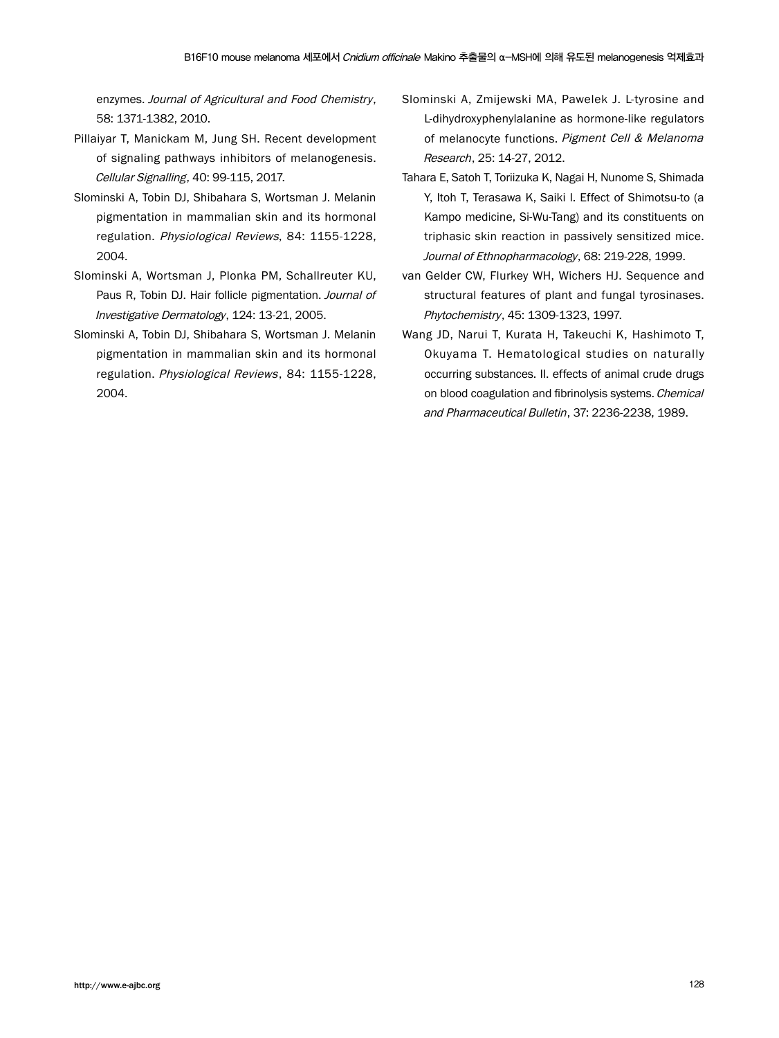enzymes. *Journal of Agricultural and Food Chemistry*, 58: 1371-1382, 2010.

Pillaiyar T, Manickam M, Jung SH. Recent development of signaling pathways inhibitors of melanogenesis. *Cellular Signalling*, 40: 99-115, 2017.

Slominski A, Tobin DJ, Shibahara S, Wortsman J. Melanin pigmentation in mammalian skin and its hormonal regulation. *Physiological Reviews*, 84: 1155-1228, 2004.

Slominski A, Wortsman J, Plonka PM, Schallreuter KU, Paus R, Tobin DJ. Hair follicle pigmentation. *Journal of Investigative Dermatology*, 124: 13-21, 2005.

Slominski A, Tobin DJ, Shibahara S, Wortsman J. Melanin pigmentation in mammalian skin and its hormonal regulation. *Physiological Reviews*, 84: 1155-1228, 2004.

Slominski A, Zmijewski MA, Pawelek J. L-tyrosine and L-dihydroxyphenylalanine as hormone-like regulators of melanocyte functions. *Pigment Cell & Melanoma Research*, 25: 14-27, 2012.

Tahara E, Satoh T, Toriizuka K, Nagai H, Nunome S, Shimada Y, Itoh T, Terasawa K, Saiki I. Effect of Shimotsu-to (a Kampo medicine, Si-Wu-Tang) and its constituents on triphasic skin reaction in passively sensitized mice. *Journal of Ethnopharmacology*, 68: 219-228, 1999.

van Gelder CW, Flurkey WH, Wichers HJ. Sequence and structural features of plant and fungal tyrosinases. *Phytochemistry*, 45: 1309-1323, 1997.

Wang JD, Narui T, Kurata H, Takeuchi K, Hashimoto T, Okuyama T. Hematological studies on naturally occurring substances. II. effects of animal crude drugs on blood coagulation and fibrinolysis systems. *Chemical and Pharmaceutical Bulletin*, 37: 2236-2238, 1989.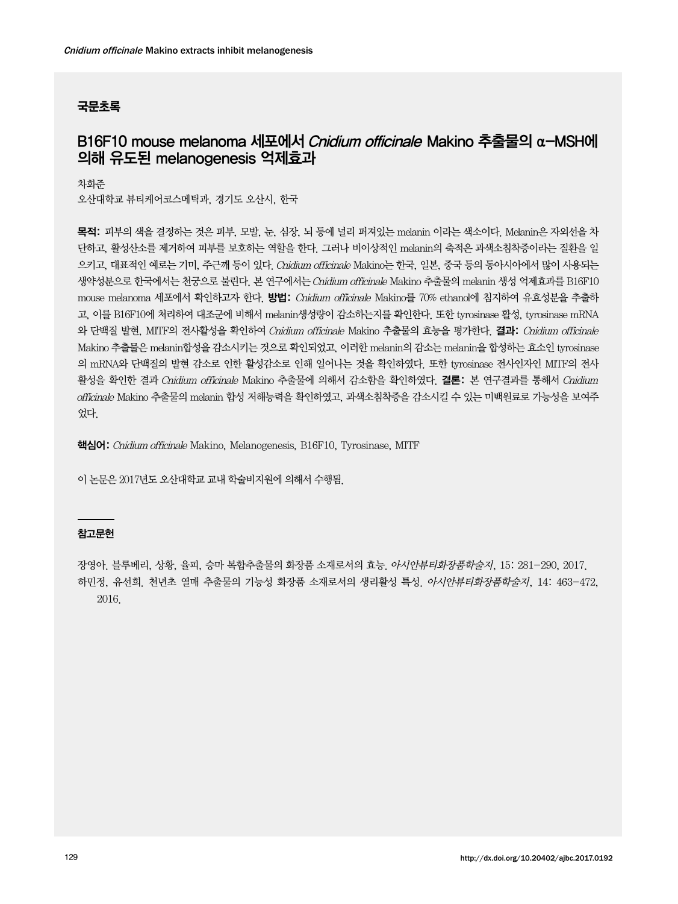## 국문초록

## B16F10 mouse melanoma 세포에서 *Cnidium officinale* Makino 추출물의 α-MSH에 의해 유도된 melanogenesis 억제효과

차화준

오산대학교 뷰티케어코스메틱과, 경기도 오산시, 한국

**목적:** 피부의 색을 결정하는 것은 피부, 모발, 눈, 심장, 뇌 등에 널리 퍼져있는 melanin 이라는 색소이다. Melanin은 자외선을 차단하고, 활성산소를 제거하여 피부를 보호하는 역할을 한다. 그러나 비이상적인 melanin의 축적은 과색소침착증이라는 질환을 일으키고, 대표적인 예로는 기미, 주근깨 등이 있다. *Cnidium officinale* Makino는 한국, 일본, 중국 등의 동아시아에서 많이 사용되는 생약성분으로 한국에서는 천궁으로 불린다. 본 연구에서는 *Cnidium officinale* Makino 추출물의 melanin 생성 억제효과를 B16F10 mouse melanoma 세포에서 확인하고자 한다. **방법:** *Cnidium officinale* Makino를 70% ethanol에 침지하여 유효성분을 추출하고, 이를 B16F10에 처리하여 대조군에 비해서 melanin생성량이 감소하는지를 확인한다. 또한 tyrosinase 활성, tyrosinase mRNA와 단백질 발현, MITF의 전사활성을 확인하여 *Cnidium officinale* Makino 추출물의 효능을 평가한다. **결과:** *Cnidium officinale* Makino 추출물은 melanin합성을 감소시키는 것으로 확인되었고, 이러한 melanin의 감소는 melanin을 합성하는 효소인 tyrosinase의 mRNA와 단백질의 발현 감소로 인한 활성감소로 인해 일어나는 것을 확인하였다. 또한 tyrosinase 전사인자인 MITF의 전사활성을 확인한 결과 *Cnidium officinale* Makino 추출물에 의해서 감소함을 확인하였다. **결론:** 본 연구결과를 통해서 *Cnidium officinale* Makino 추출물의 melanin 합성 저해능력을 확인하였고, 과색소침착증을 감소시킬 수 있는 미백원료로 가능성을 보여주었다.

**핵심어:** *Cnidium officinale* Makino, Melanogenesis, B16F10, Tyrosinase, MITF

이 논문은 2017년도 오산대학교 교내 학술비지원에 의해서 수행됨.

### 참고문헌

장영아. 블루베리, 상황, 율피, 승마 복합추출물의 화장품 소재로서의 효능. *아시안뷰티화장품학술지*, 15: 281-290, 2017.

하민정, 유선희. 천년초 열매 추출물의 기능성 화장품 소재로서의 생리활성 특성. *아시안뷰티화장품학술지*, 14: 463-472, 2016.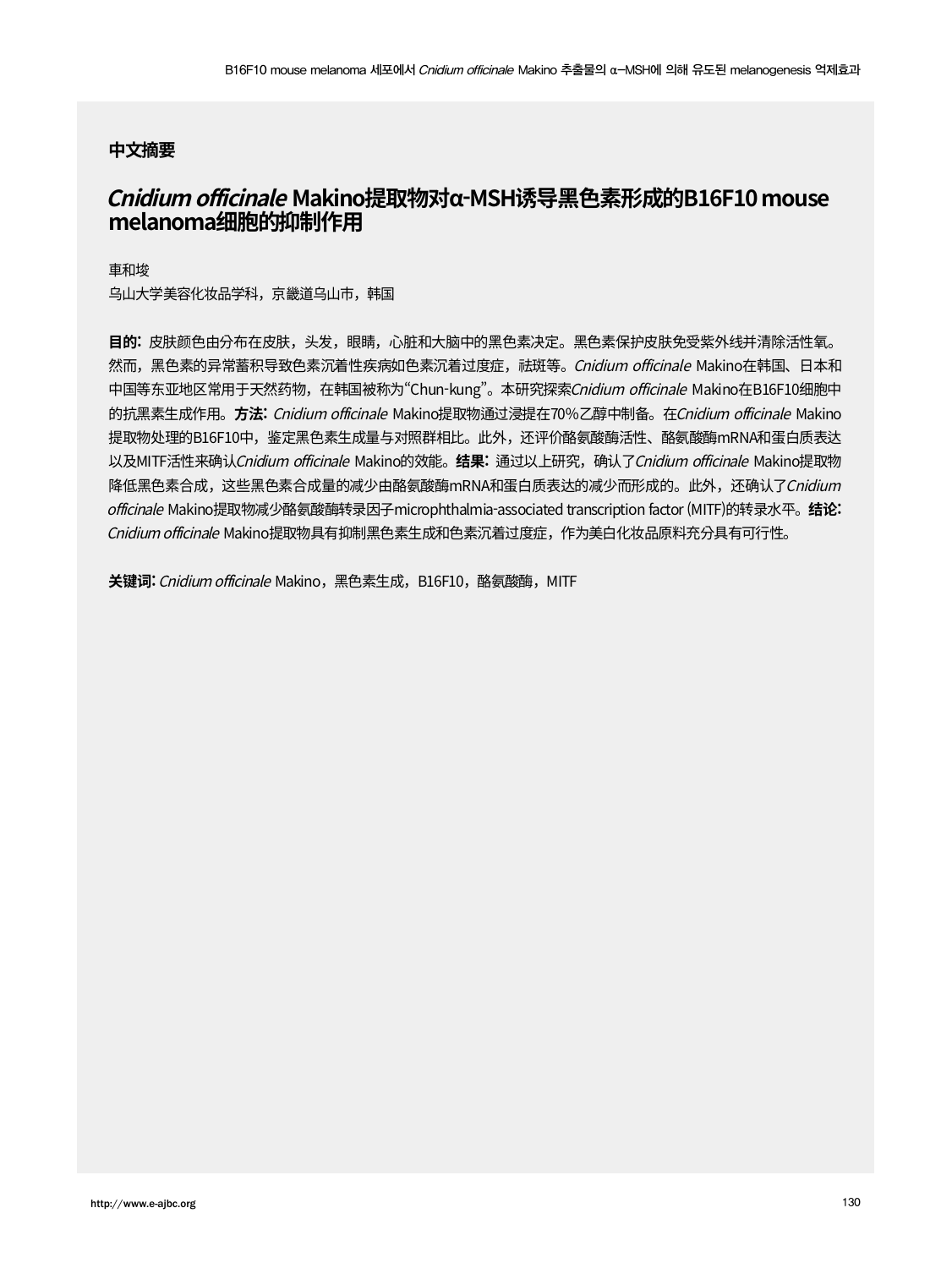## 中文摘要

## *Cnidium officinale* Makino提取物对α-MSH诱导黑色素形成的B16F10 mouse melanoma细胞的抑制作用

車和埈

乌山大学美容化妆品学科，京畿道乌山市，韩国

**目的:** 皮肤颜色由分布在皮肤，头发，眼睛，心脏和大脑中的黑色素决定。黑色素保护皮肤免受紫外线并清除活性氧。然而，黑色素的异常蓄积导致色素沉着性疾病如色素沉着过度症，祛斑等。*Cnidium officinale* Makino在韩国、日本和中国等东亚地区常用于天然药物，在韩国被称为"Chun-kung"。本研究探索*Cnidium officinale* Makino在B16F10细胞中的抗黑素生成作用。**方法:** *Cnidium officinale* Makino提取物通过浸提在70%乙醇中制备。在*Cnidium officinale* Makino提取物处理的B16F10中，鉴定黑色素生成量与对照群相比。此外，还评价酪氨酸酶活性、酪氨酸酶mRNA和蛋白质表达以及MITF活性来确认*Cnidium officinale* Makino的效能。**结果:** 通过以上研究，确认了*Cnidium officinale* Makino提取物降低黑色素合成，这些黑色素合成量的减少由酪氨酸酶mRNA和蛋白质表达的减少而形成的。此外，还确认了*Cnidium officinale* Makino提取物减少酪氨酸酶转录因子microphthalmia-associated transcription factor (MITF)的转录水平。**结论:** *Cnidium officinale* Makino提取物具有抑制黑色素生成和色素沉着过度症，作为美白化妆品原料充分具有可行性。

**关键词:** *Cnidium officinale* Makino，黑色素生成，B16F10，酪氨酸酶，MITF